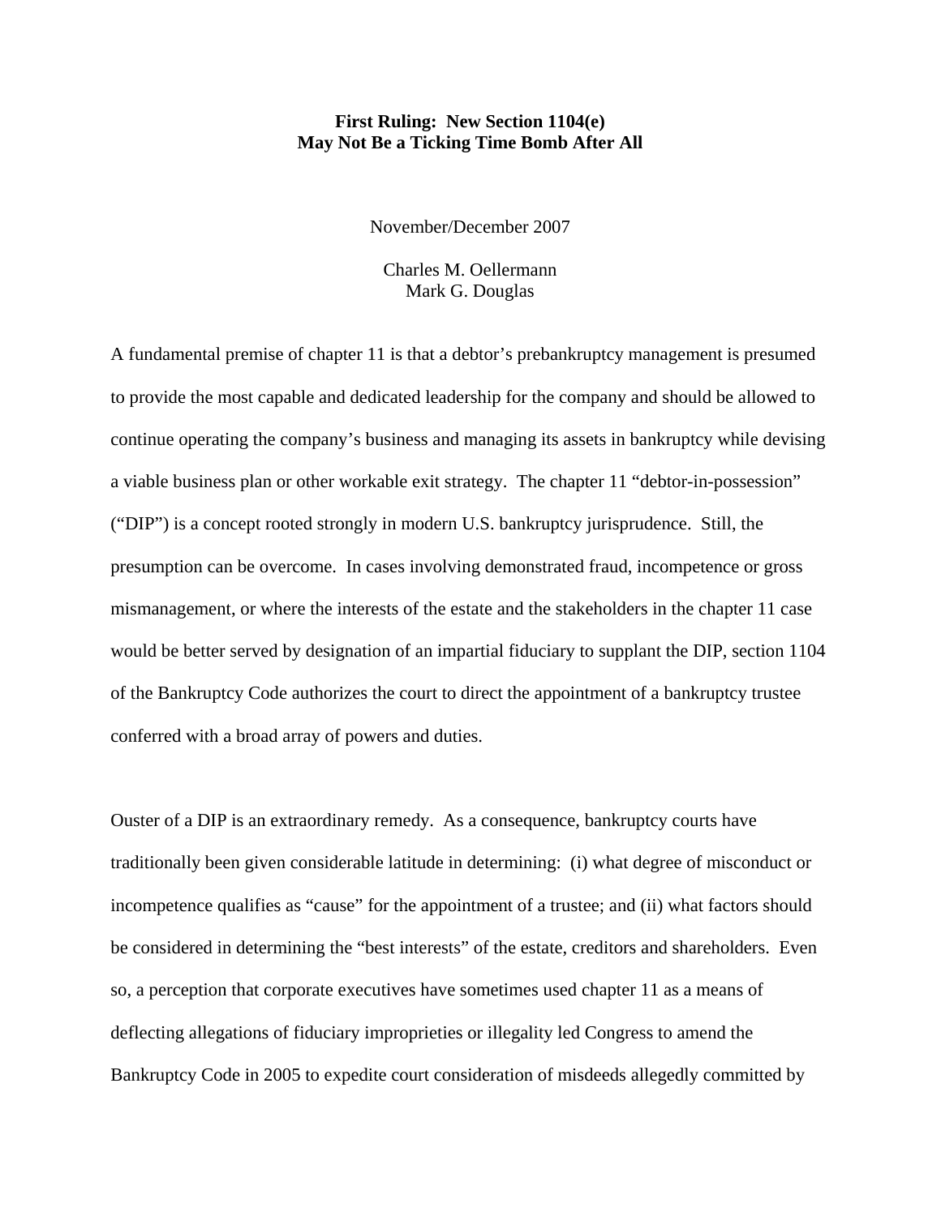# First Ruling: New Section 1104(e) May Not Be a Ticking Time Bomb After All

November/December 2007

Charles M. Oellermann
Mark G. Douglas

A fundamental premise of chapter 11 is that a debtor's prebankruptcy management is presumed to provide the most capable and dedicated leadership for the company and should be allowed to continue operating the company's business and managing its assets in bankruptcy while devising a viable business plan or other workable exit strategy. The chapter 11 "debtor-in-possession" ("DIP") is a concept rooted strongly in modern U.S. bankruptcy jurisprudence. Still, the presumption can be overcome. In cases involving demonstrated fraud, incompetence or gross mismanagement, or where the interests of the estate and the stakeholders in the chapter 11 case would be better served by designation of an impartial fiduciary to supplant the DIP, section 1104 of the Bankruptcy Code authorizes the court to direct the appointment of a bankruptcy trustee conferred with a broad array of powers and duties.

Ouster of a DIP is an extraordinary remedy. As a consequence, bankruptcy courts have traditionally been given considerable latitude in determining: (i) what degree of misconduct or incompetence qualifies as "cause" for the appointment of a trustee; and (ii) what factors should be considered in determining the "best interests" of the estate, creditors and shareholders. Even so, a perception that corporate executives have sometimes used chapter 11 as a means of deflecting allegations of fiduciary improprieties or illegality led Congress to amend the Bankruptcy Code in 2005 to expedite court consideration of misdeeds allegedly committed by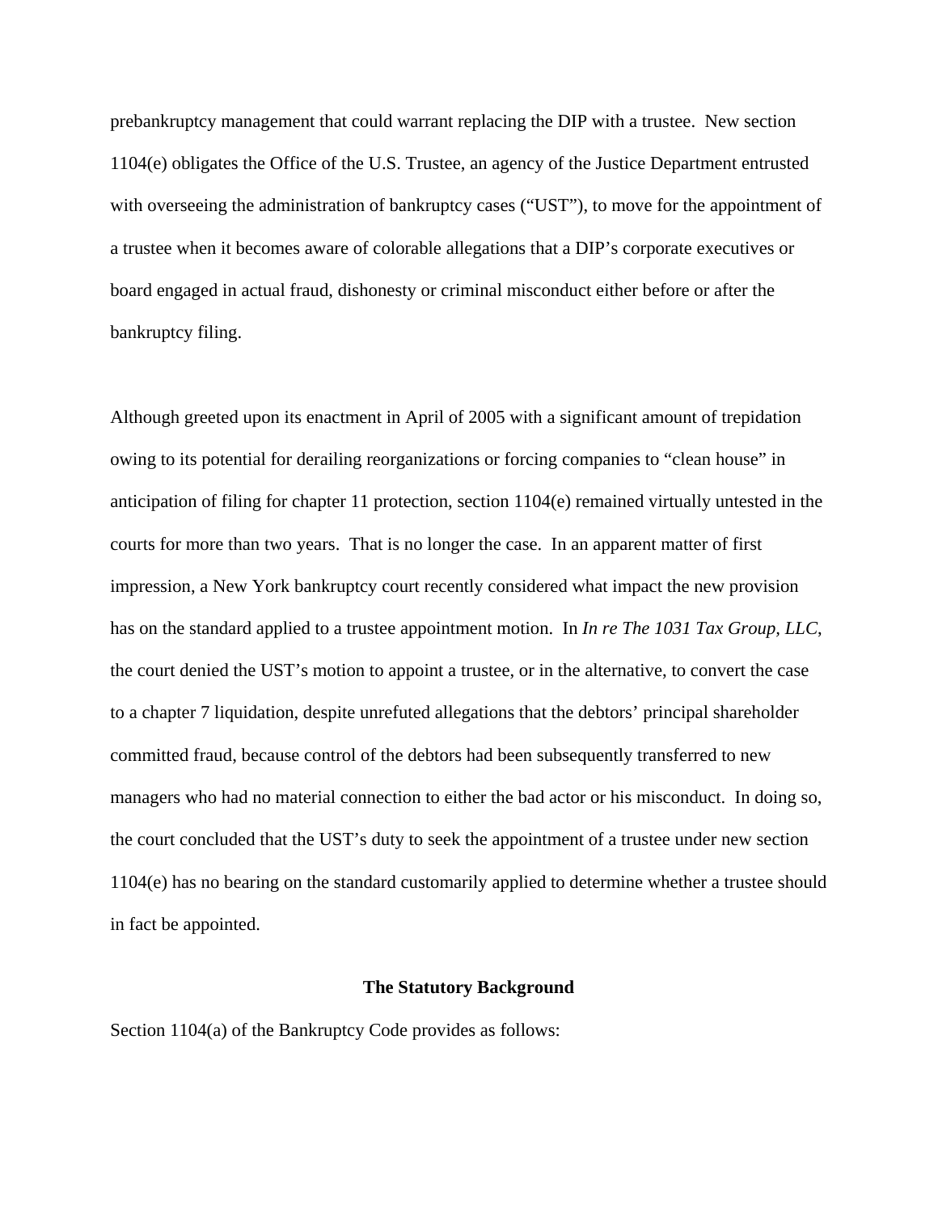prebankruptcy management that could warrant replacing the DIP with a trustee. New section 1104(e) obligates the Office of the U.S. Trustee, an agency of the Justice Department entrusted with overseeing the administration of bankruptcy cases ("UST"), to move for the appointment of a trustee when it becomes aware of colorable allegations that a DIP's corporate executives or board engaged in actual fraud, dishonesty or criminal misconduct either before or after the bankruptcy filing.

Although greeted upon its enactment in April of 2005 with a significant amount of trepidation owing to its potential for derailing reorganizations or forcing companies to "clean house" in anticipation of filing for chapter 11 protection, section 1104(e) remained virtually untested in the courts for more than two years. That is no longer the case. In an apparent matter of first impression, a New York bankruptcy court recently considered what impact the new provision has on the standard applied to a trustee appointment motion. In *In re The 1031 Tax Group, LLC*, the court denied the UST's motion to appoint a trustee, or in the alternative, to convert the case to a chapter 7 liquidation, despite unrefuted allegations that the debtors' principal shareholder committed fraud, because control of the debtors had been subsequently transferred to new managers who had no material connection to either the bad actor or his misconduct. In doing so, the court concluded that the UST's duty to seek the appointment of a trustee under new section 1104(e) has no bearing on the standard customarily applied to determine whether a trustee should in fact be appointed.

## The Statutory Background

Section 1104(a) of the Bankruptcy Code provides as follows: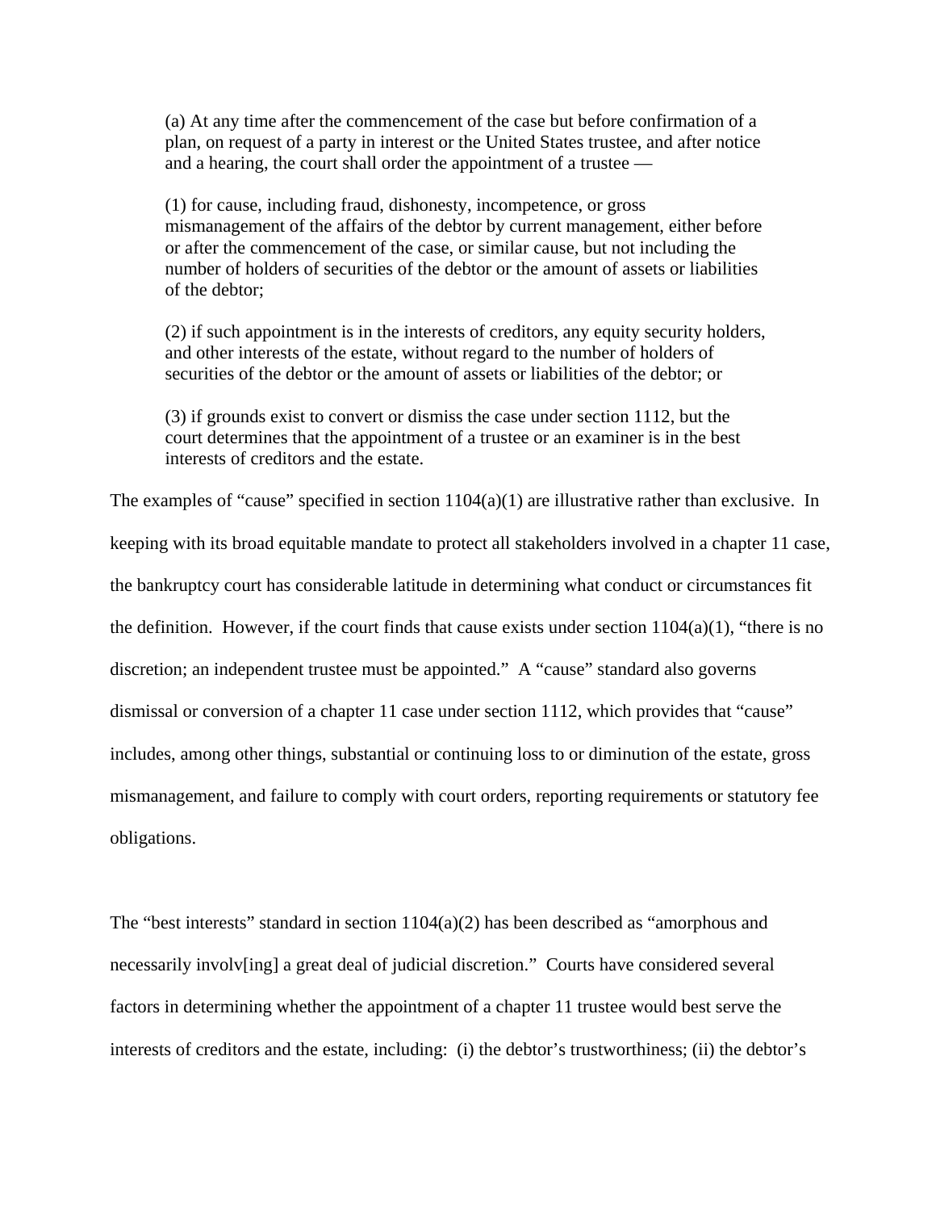> (a) At any time after the commencement of the case but before confirmation of a plan, on request of a party in interest or the United States trustee, and after notice and a hearing, the court shall order the appointment of a trustee —
>
> (1) for cause, including fraud, dishonesty, incompetence, or gross mismanagement of the affairs of the debtor by current management, either before or after the commencement of the case, or similar cause, but not including the number of holders of securities of the debtor or the amount of assets or liabilities of the debtor;
>
> (2) if such appointment is in the interests of creditors, any equity security holders, and other interests of the estate, without regard to the number of holders of securities of the debtor or the amount of assets or liabilities of the debtor; or
>
> (3) if grounds exist to convert or dismiss the case under section 1112, but the court determines that the appointment of a trustee or an examiner is in the best interests of creditors and the estate.

The examples of "cause" specified in section 1104(a)(1) are illustrative rather than exclusive. In keeping with its broad equitable mandate to protect all stakeholders involved in a chapter 11 case, the bankruptcy court has considerable latitude in determining what conduct or circumstances fit the definition. However, if the court finds that cause exists under section 1104(a)(1), "there is no discretion; an independent trustee must be appointed." A "cause" standard also governs dismissal or conversion of a chapter 11 case under section 1112, which provides that "cause" includes, among other things, substantial or continuing loss to or diminution of the estate, gross mismanagement, and failure to comply with court orders, reporting requirements or statutory fee obligations.

The "best interests" standard in section 1104(a)(2) has been described as "amorphous and necessarily involv[ing] a great deal of judicial discretion." Courts have considered several factors in determining whether the appointment of a chapter 11 trustee would best serve the interests of creditors and the estate, including: (i) the debtor's trustworthiness; (ii) the debtor's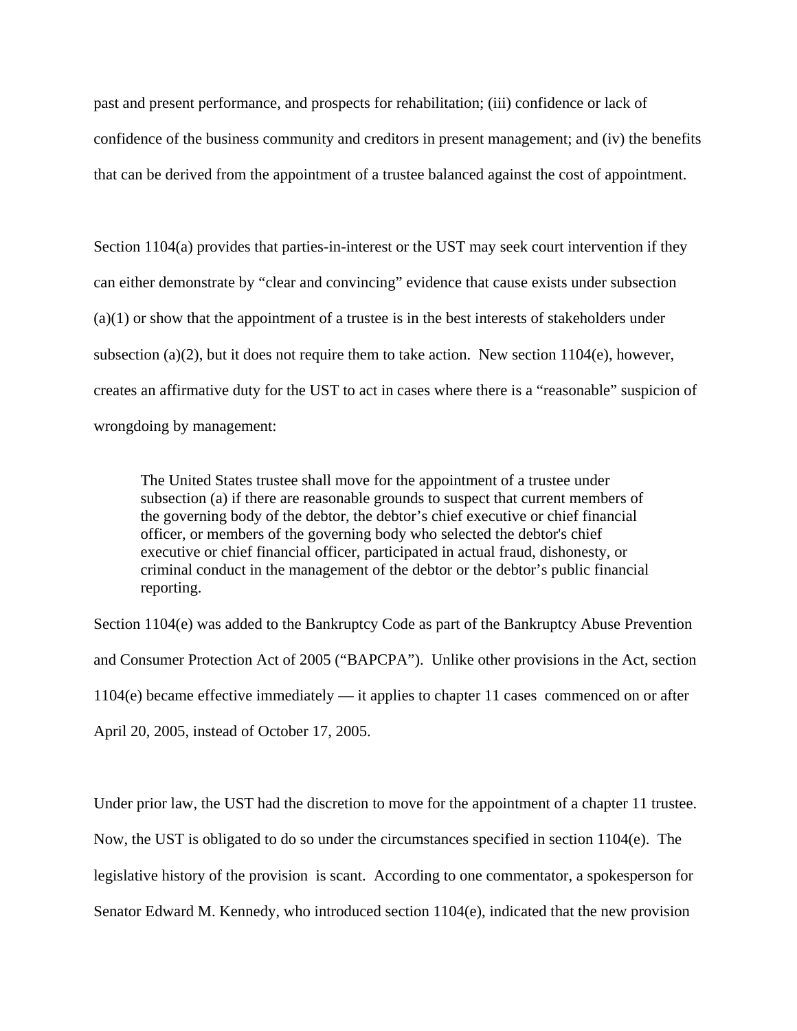past and present performance, and prospects for rehabilitation; (iii) confidence or lack of confidence of the business community and creditors in present management; and (iv) the benefits that can be derived from the appointment of a trustee balanced against the cost of appointment.

Section 1104(a) provides that parties-in-interest or the UST may seek court intervention if they can either demonstrate by "clear and convincing" evidence that cause exists under subsection (a)(1) or show that the appointment of a trustee is in the best interests of stakeholders under subsection (a)(2), but it does not require them to take action. New section 1104(e), however, creates an affirmative duty for the UST to act in cases where there is a "reasonable" suspicion of wrongdoing by management:

> The United States trustee shall move for the appointment of a trustee under subsection (a) if there are reasonable grounds to suspect that current members of the governing body of the debtor, the debtor's chief executive or chief financial officer, or members of the governing body who selected the debtor's chief executive or chief financial officer, participated in actual fraud, dishonesty, or criminal conduct in the management of the debtor or the debtor's public financial reporting.

Section 1104(e) was added to the Bankruptcy Code as part of the Bankruptcy Abuse Prevention and Consumer Protection Act of 2005 ("BAPCPA"). Unlike other provisions in the Act, section 1104(e) became effective immediately — it applies to chapter 11 cases commenced on or after April 20, 2005, instead of October 17, 2005.

Under prior law, the UST had the discretion to move for the appointment of a chapter 11 trustee. Now, the UST is obligated to do so under the circumstances specified in section 1104(e). The legislative history of the provision is scant. According to one commentator, a spokesperson for Senator Edward M. Kennedy, who introduced section 1104(e), indicated that the new provision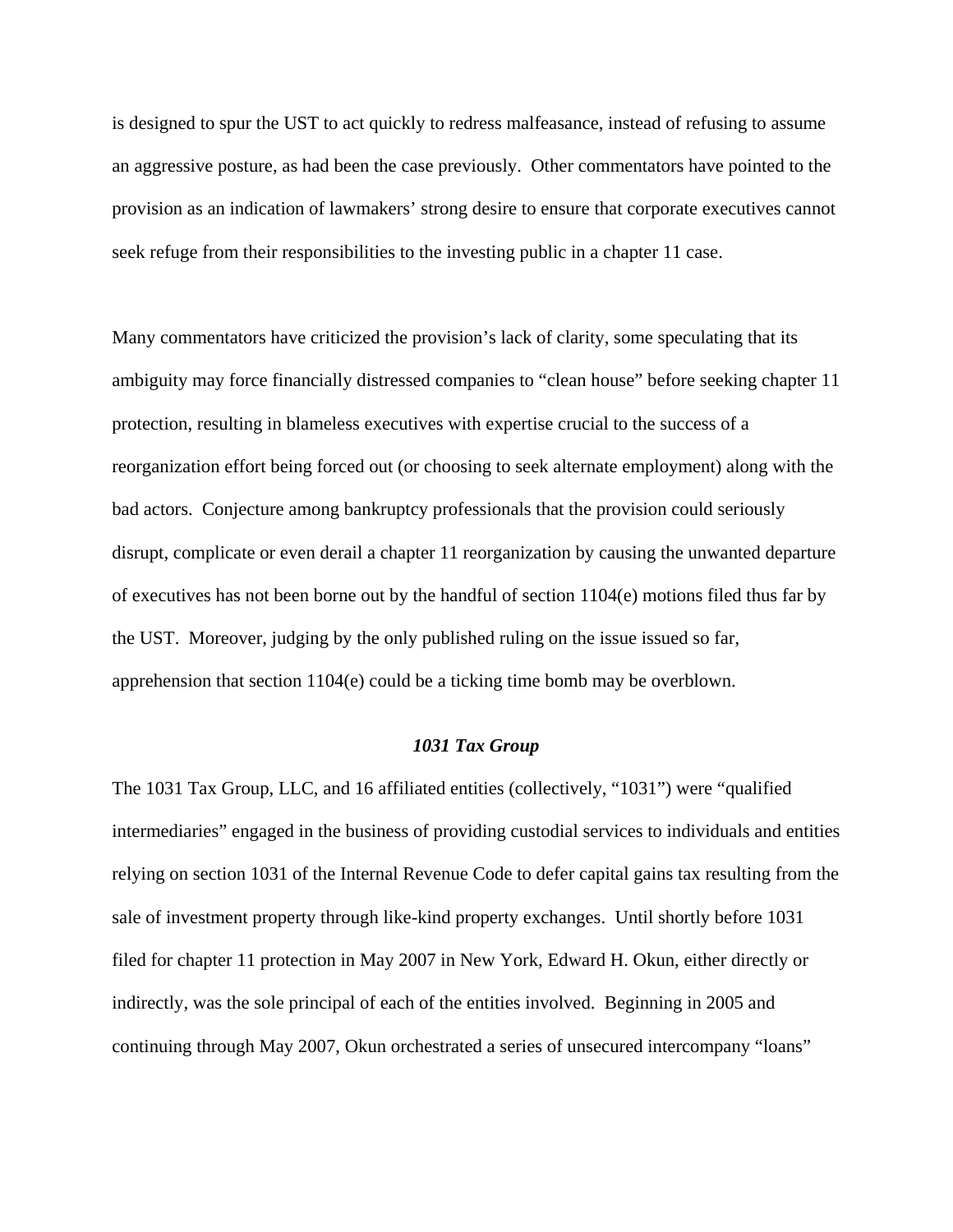is designed to spur the UST to act quickly to redress malfeasance, instead of refusing to assume an aggressive posture, as had been the case previously. Other commentators have pointed to the provision as an indication of lawmakers' strong desire to ensure that corporate executives cannot seek refuge from their responsibilities to the investing public in a chapter 11 case.

Many commentators have criticized the provision's lack of clarity, some speculating that its ambiguity may force financially distressed companies to "clean house" before seeking chapter 11 protection, resulting in blameless executives with expertise crucial to the success of a reorganization effort being forced out (or choosing to seek alternate employment) along with the bad actors. Conjecture among bankruptcy professionals that the provision could seriously disrupt, complicate or even derail a chapter 11 reorganization by causing the unwanted departure of executives has not been borne out by the handful of section 1104(e) motions filed thus far by the UST. Moreover, judging by the only published ruling on the issue issued so far, apprehension that section 1104(e) could be a ticking time bomb may be overblown.

### *1031 Tax Group*

The 1031 Tax Group, LLC, and 16 affiliated entities (collectively, "1031") were "qualified intermediaries" engaged in the business of providing custodial services to individuals and entities relying on section 1031 of the Internal Revenue Code to defer capital gains tax resulting from the sale of investment property through like-kind property exchanges. Until shortly before 1031 filed for chapter 11 protection in May 2007 in New York, Edward H. Okun, either directly or indirectly, was the sole principal of each of the entities involved. Beginning in 2005 and continuing through May 2007, Okun orchestrated a series of unsecured intercompany "loans"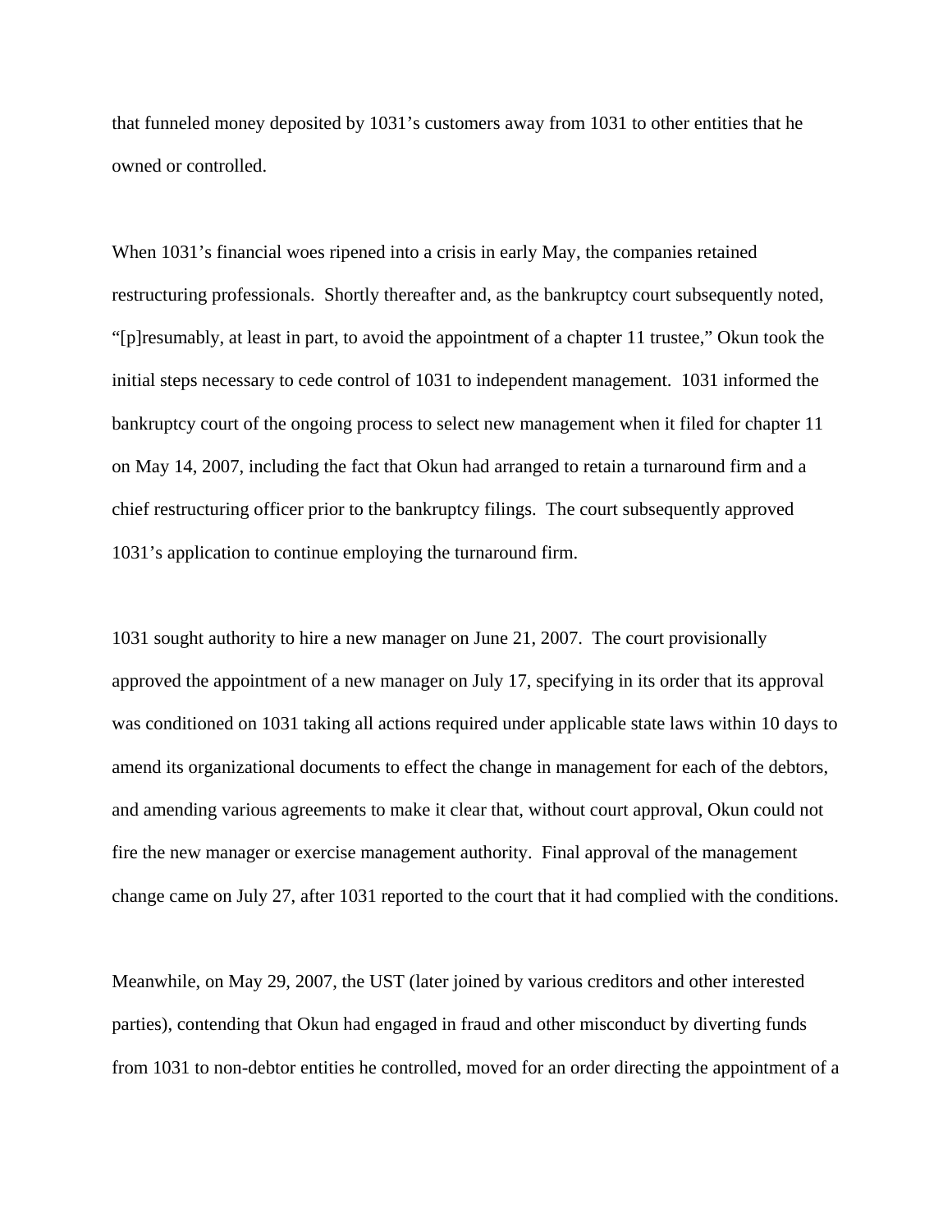that funneled money deposited by 1031's customers away from 1031 to other entities that he owned or controlled.

When 1031's financial woes ripened into a crisis in early May, the companies retained restructuring professionals. Shortly thereafter and, as the bankruptcy court subsequently noted, "[p]resumably, at least in part, to avoid the appointment of a chapter 11 trustee," Okun took the initial steps necessary to cede control of 1031 to independent management. 1031 informed the bankruptcy court of the ongoing process to select new management when it filed for chapter 11 on May 14, 2007, including the fact that Okun had arranged to retain a turnaround firm and a chief restructuring officer prior to the bankruptcy filings. The court subsequently approved 1031's application to continue employing the turnaround firm.

1031 sought authority to hire a new manager on June 21, 2007. The court provisionally approved the appointment of a new manager on July 17, specifying in its order that its approval was conditioned on 1031 taking all actions required under applicable state laws within 10 days to amend its organizational documents to effect the change in management for each of the debtors, and amending various agreements to make it clear that, without court approval, Okun could not fire the new manager or exercise management authority. Final approval of the management change came on July 27, after 1031 reported to the court that it had complied with the conditions.

Meanwhile, on May 29, 2007, the UST (later joined by various creditors and other interested parties), contending that Okun had engaged in fraud and other misconduct by diverting funds from 1031 to non-debtor entities he controlled, moved for an order directing the appointment of a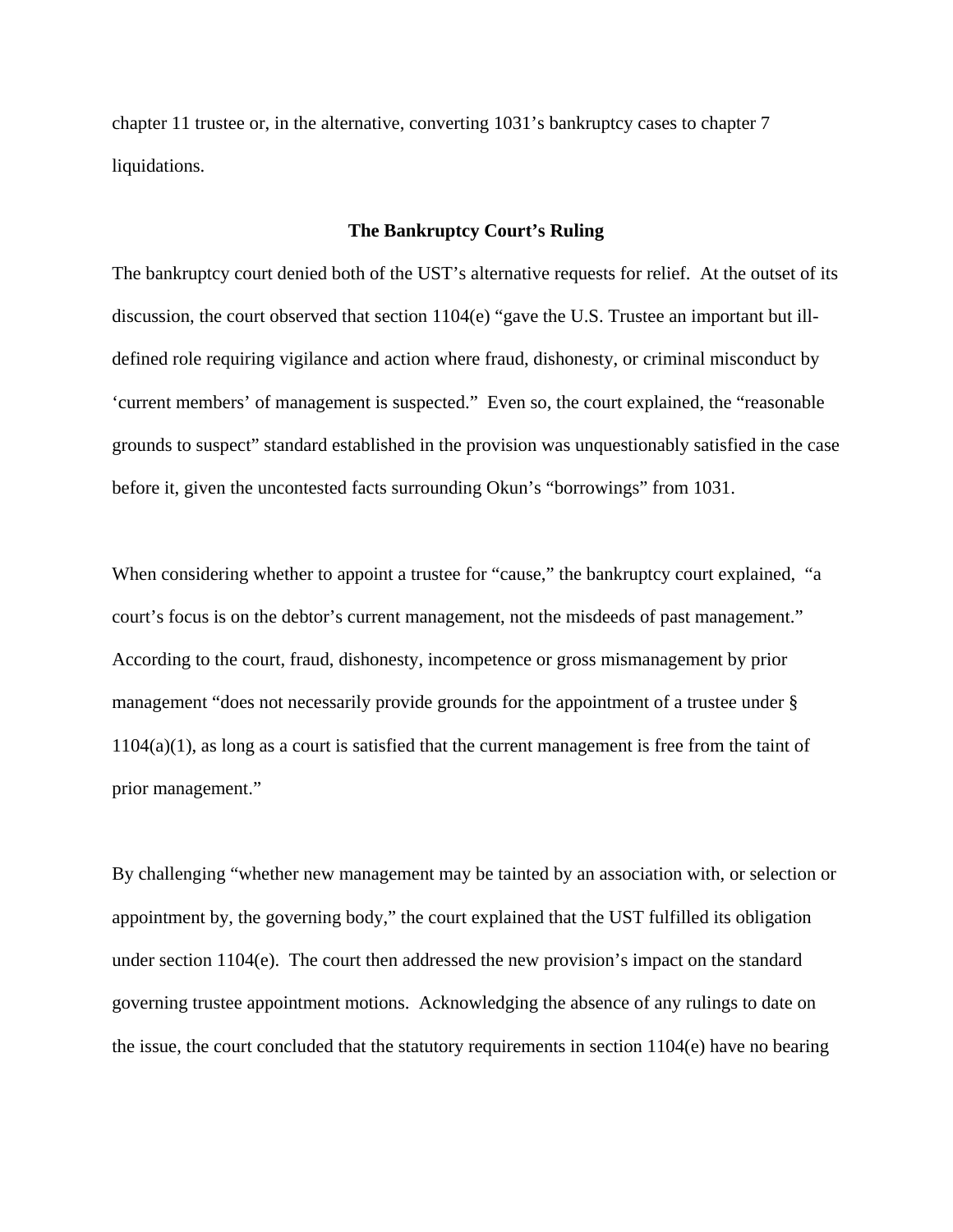chapter 11 trustee or, in the alternative, converting 1031's bankruptcy cases to chapter 7 liquidations.

## The Bankruptcy Court's Ruling

The bankruptcy court denied both of the UST's alternative requests for relief. At the outset of its discussion, the court observed that section 1104(e) "gave the U.S. Trustee an important but ill-defined role requiring vigilance and action where fraud, dishonesty, or criminal misconduct by 'current members' of management is suspected." Even so, the court explained, the "reasonable grounds to suspect" standard established in the provision was unquestionably satisfied in the case before it, given the uncontested facts surrounding Okun's "borrowings" from 1031.

When considering whether to appoint a trustee for "cause," the bankruptcy court explained, "a court's focus is on the debtor's current management, not the misdeeds of past management." According to the court, fraud, dishonesty, incompetence or gross mismanagement by prior management "does not necessarily provide grounds for the appointment of a trustee under § 1104(a)(1), as long as a court is satisfied that the current management is free from the taint of prior management."

By challenging "whether new management may be tainted by an association with, or selection or appointment by, the governing body," the court explained that the UST fulfilled its obligation under section 1104(e). The court then addressed the new provision's impact on the standard governing trustee appointment motions. Acknowledging the absence of any rulings to date on the issue, the court concluded that the statutory requirements in section 1104(e) have no bearing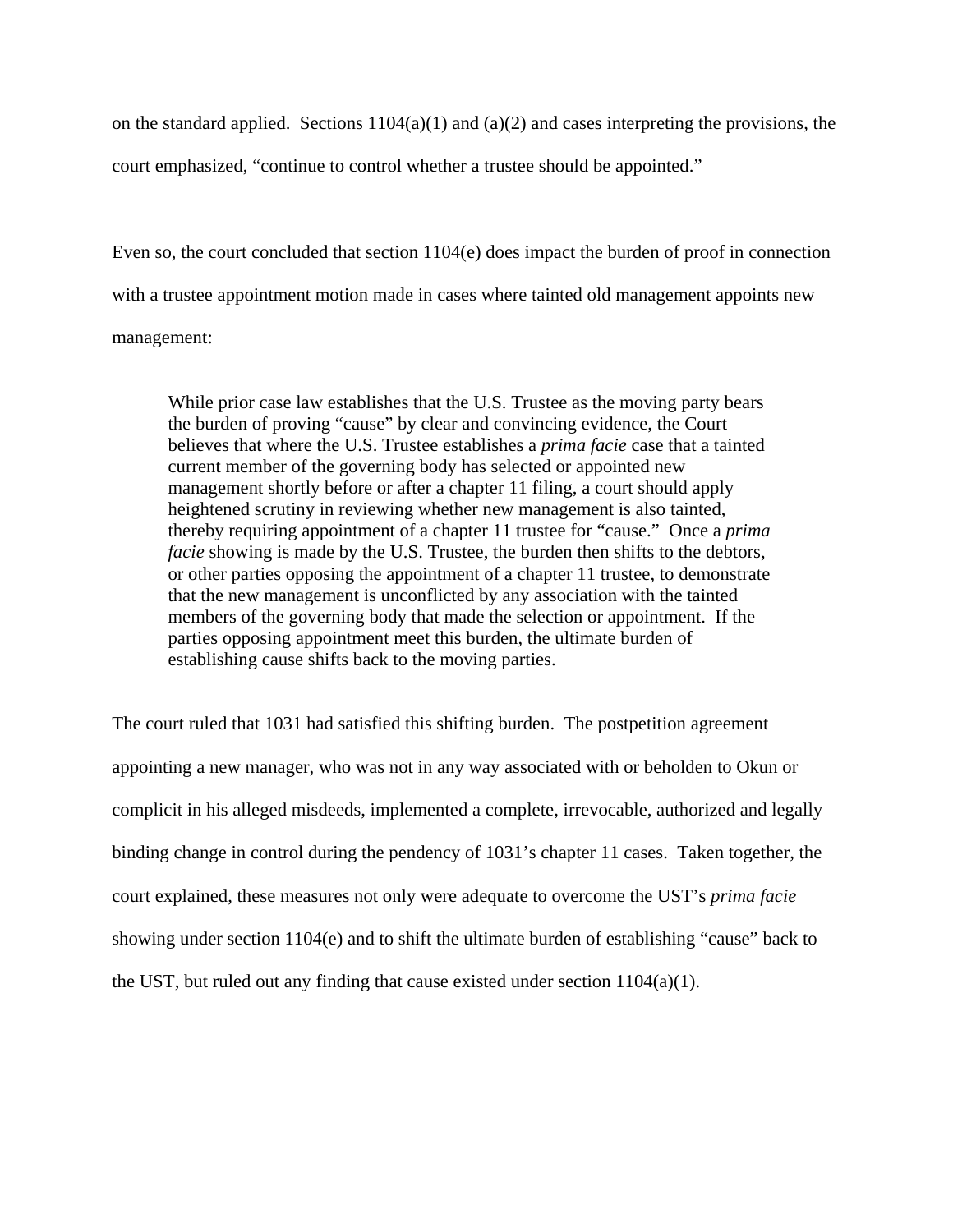on the standard applied. Sections 1104(a)(1) and (a)(2) and cases interpreting the provisions, the court emphasized, "continue to control whether a trustee should be appointed."

Even so, the court concluded that section 1104(e) does impact the burden of proof in connection with a trustee appointment motion made in cases where tainted old management appoints new management:

> While prior case law establishes that the U.S. Trustee as the moving party bears the burden of proving "cause" by clear and convincing evidence, the Court believes that where the U.S. Trustee establishes a *prima facie* case that a tainted current member of the governing body has selected or appointed new management shortly before or after a chapter 11 filing, a court should apply heightened scrutiny in reviewing whether new management is also tainted, thereby requiring appointment of a chapter 11 trustee for "cause." Once a *prima facie* showing is made by the U.S. Trustee, the burden then shifts to the debtors, or other parties opposing the appointment of a chapter 11 trustee, to demonstrate that the new management is unconflicted by any association with the tainted members of the governing body that made the selection or appointment. If the parties opposing appointment meet this burden, the ultimate burden of establishing cause shifts back to the moving parties.

The court ruled that 1031 had satisfied this shifting burden. The postpetition agreement appointing a new manager, who was not in any way associated with or beholden to Okun or complicit in his alleged misdeeds, implemented a complete, irrevocable, authorized and legally binding change in control during the pendency of 1031's chapter 11 cases. Taken together, the court explained, these measures not only were adequate to overcome the UST's *prima facie* showing under section 1104(e) and to shift the ultimate burden of establishing "cause" back to the UST, but ruled out any finding that cause existed under section 1104(a)(1).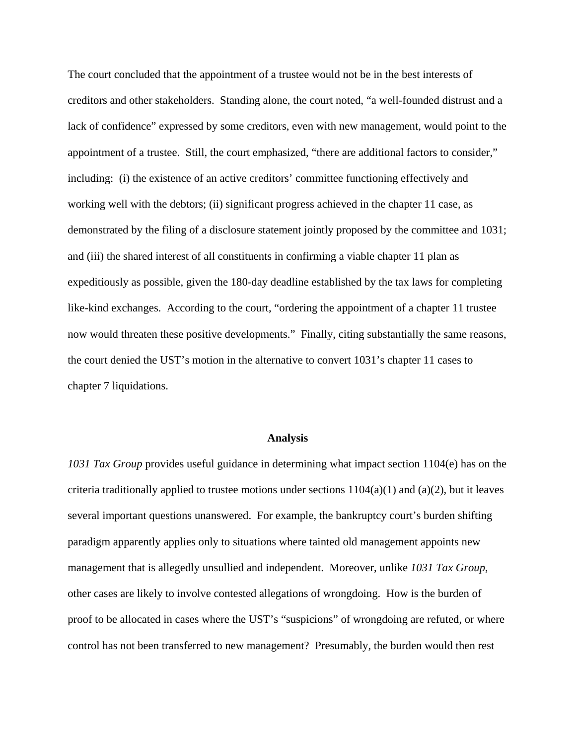The court concluded that the appointment of a trustee would not be in the best interests of creditors and other stakeholders. Standing alone, the court noted, "a well-founded distrust and a lack of confidence" expressed by some creditors, even with new management, would point to the appointment of a trustee. Still, the court emphasized, "there are additional factors to consider," including: (i) the existence of an active creditors' committee functioning effectively and working well with the debtors; (ii) significant progress achieved in the chapter 11 case, as demonstrated by the filing of a disclosure statement jointly proposed by the committee and 1031; and (iii) the shared interest of all constituents in confirming a viable chapter 11 plan as expeditiously as possible, given the 180-day deadline established by the tax laws for completing like-kind exchanges. According to the court, "ordering the appointment of a chapter 11 trustee now would threaten these positive developments." Finally, citing substantially the same reasons, the court denied the UST's motion in the alternative to convert 1031's chapter 11 cases to chapter 7 liquidations.

## Analysis

*1031 Tax Group* provides useful guidance in determining what impact section 1104(e) has on the criteria traditionally applied to trustee motions under sections 1104(a)(1) and (a)(2), but it leaves several important questions unanswered. For example, the bankruptcy court's burden shifting paradigm apparently applies only to situations where tainted old management appoints new management that is allegedly unsullied and independent. Moreover, unlike *1031 Tax Group*, other cases are likely to involve contested allegations of wrongdoing. How is the burden of proof to be allocated in cases where the UST's "suspicions" of wrongdoing are refuted, or where control has not been transferred to new management? Presumably, the burden would then rest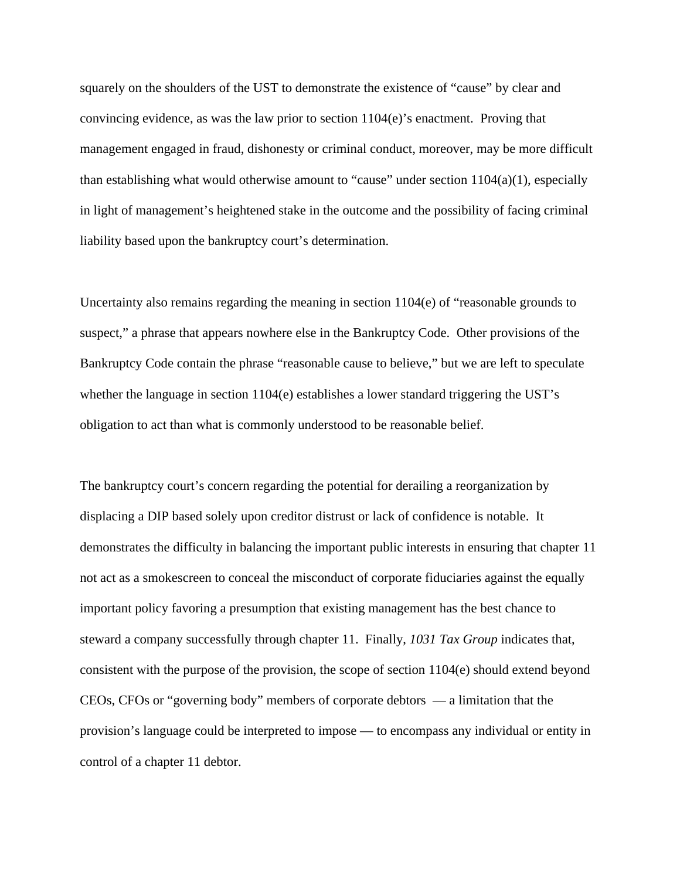squarely on the shoulders of the UST to demonstrate the existence of "cause" by clear and convincing evidence, as was the law prior to section 1104(e)'s enactment. Proving that management engaged in fraud, dishonesty or criminal conduct, moreover, may be more difficult than establishing what would otherwise amount to "cause" under section 1104(a)(1), especially in light of management's heightened stake in the outcome and the possibility of facing criminal liability based upon the bankruptcy court's determination.

Uncertainty also remains regarding the meaning in section 1104(e) of "reasonable grounds to suspect," a phrase that appears nowhere else in the Bankruptcy Code. Other provisions of the Bankruptcy Code contain the phrase "reasonable cause to believe," but we are left to speculate whether the language in section 1104(e) establishes a lower standard triggering the UST's obligation to act than what is commonly understood to be reasonable belief.

The bankruptcy court's concern regarding the potential for derailing a reorganization by displacing a DIP based solely upon creditor distrust or lack of confidence is notable. It demonstrates the difficulty in balancing the important public interests in ensuring that chapter 11 not act as a smokescreen to conceal the misconduct of corporate fiduciaries against the equally important policy favoring a presumption that existing management has the best chance to steward a company successfully through chapter 11. Finally, *1031 Tax Group* indicates that, consistent with the purpose of the provision, the scope of section 1104(e) should extend beyond CEOs, CFOs or "governing body" members of corporate debtors — a limitation that the provision's language could be interpreted to impose — to encompass any individual or entity in control of a chapter 11 debtor.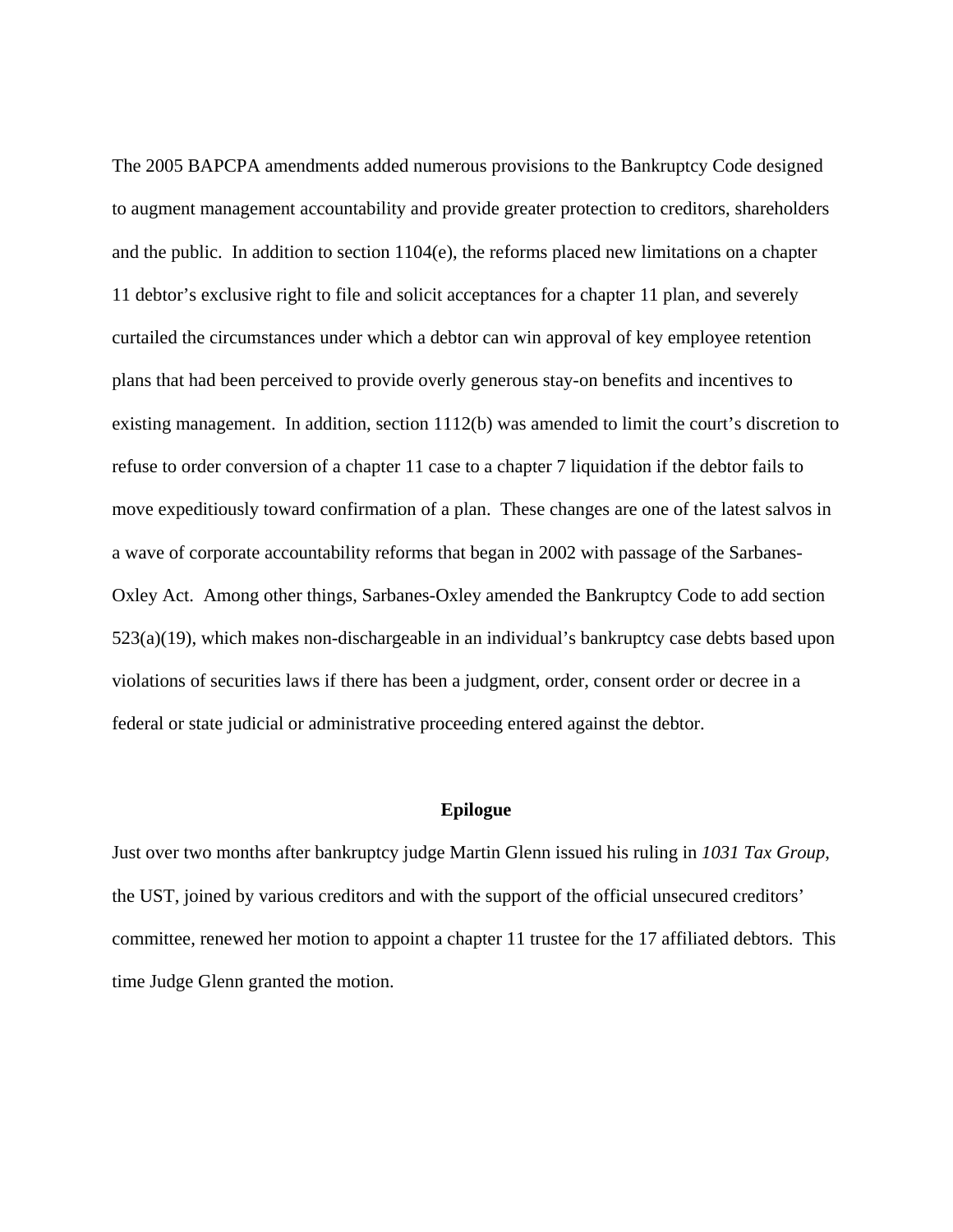The 2005 BAPCPA amendments added numerous provisions to the Bankruptcy Code designed to augment management accountability and provide greater protection to creditors, shareholders and the public. In addition to section 1104(e), the reforms placed new limitations on a chapter 11 debtor's exclusive right to file and solicit acceptances for a chapter 11 plan, and severely curtailed the circumstances under which a debtor can win approval of key employee retention plans that had been perceived to provide overly generous stay-on benefits and incentives to existing management. In addition, section 1112(b) was amended to limit the court's discretion to refuse to order conversion of a chapter 11 case to a chapter 7 liquidation if the debtor fails to move expeditiously toward confirmation of a plan. These changes are one of the latest salvos in a wave of corporate accountability reforms that began in 2002 with passage of the Sarbanes-Oxley Act. Among other things, Sarbanes-Oxley amended the Bankruptcy Code to add section 523(a)(19), which makes non-dischargeable in an individual's bankruptcy case debts based upon violations of securities laws if there has been a judgment, order, consent order or decree in a federal or state judicial or administrative proceeding entered against the debtor.

## Epilogue

Just over two months after bankruptcy judge Martin Glenn issued his ruling in *1031 Tax Group*, the UST, joined by various creditors and with the support of the official unsecured creditors' committee, renewed her motion to appoint a chapter 11 trustee for the 17 affiliated debtors. This time Judge Glenn granted the motion.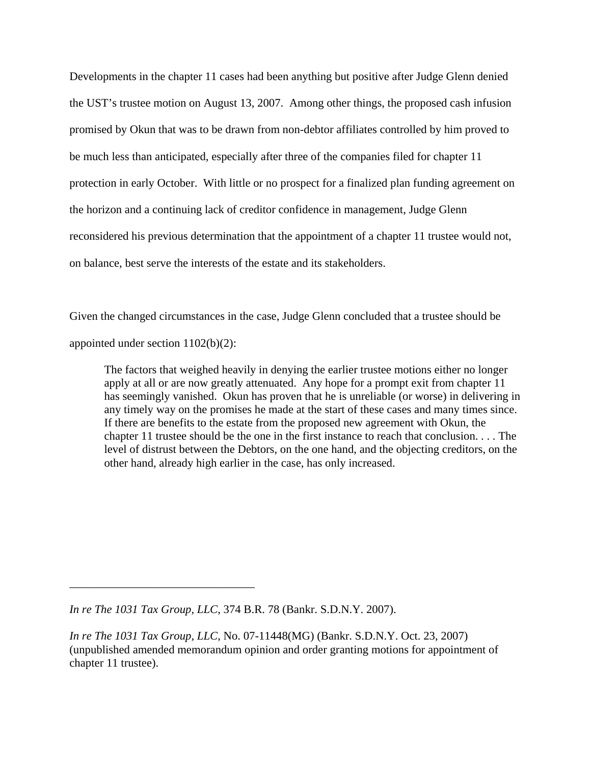Developments in the chapter 11 cases had been anything but positive after Judge Glenn denied the UST's trustee motion on August 13, 2007. Among other things, the proposed cash infusion promised by Okun that was to be drawn from non-debtor affiliates controlled by him proved to be much less than anticipated, especially after three of the companies filed for chapter 11 protection in early October. With little or no prospect for a finalized plan funding agreement on the horizon and a continuing lack of creditor confidence in management, Judge Glenn reconsidered his previous determination that the appointment of a chapter 11 trustee would not, on balance, best serve the interests of the estate and its stakeholders.

Given the changed circumstances in the case, Judge Glenn concluded that a trustee should be appointed under section 1102(b)(2):

> The factors that weighed heavily in denying the earlier trustee motions either no longer apply at all or are now greatly attenuated. Any hope for a prompt exit from chapter 11 has seemingly vanished. Okun has proven that he is unreliable (or worse) in delivering in any timely way on the promises he made at the start of these cases and many times since. If there are benefits to the estate from the proposed new agreement with Okun, the chapter 11 trustee should be the one in the first instance to reach that conclusion. . . . The level of distrust between the Debtors, on the one hand, and the objecting creditors, on the other hand, already high earlier in the case, has only increased.

---

*In re The 1031 Tax Group, LLC*, 374 B.R. 78 (Bankr. S.D.N.Y. 2007).

*In re The 1031 Tax Group, LLC*, No. 07-11448(MG) (Bankr. S.D.N.Y. Oct. 23, 2007) (unpublished amended memorandum opinion and order granting motions for appointment of chapter 11 trustee).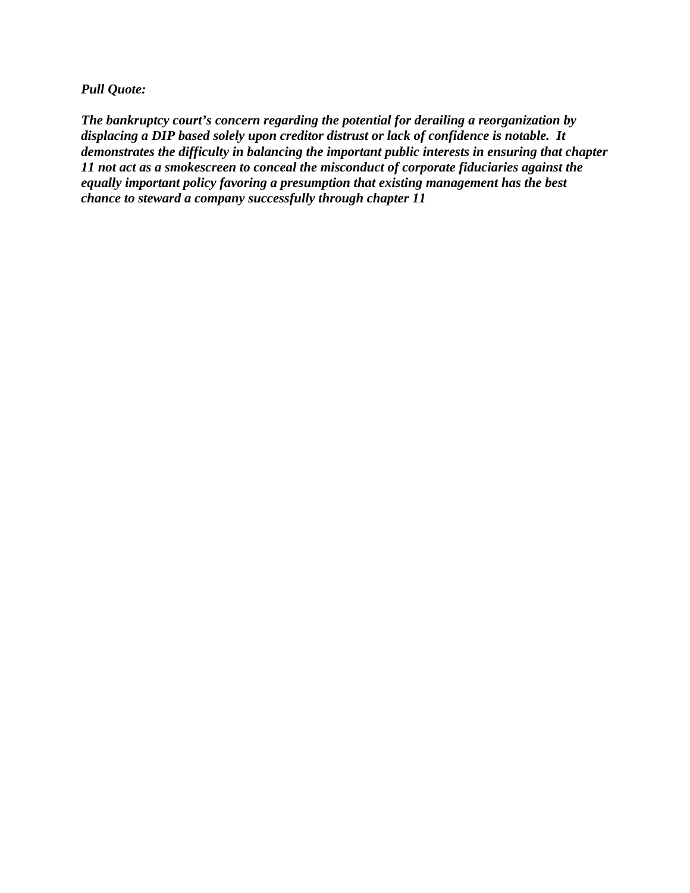***Pull Quote:***

***The bankruptcy court's concern regarding the potential for derailing a reorganization by displacing a DIP based solely upon creditor distrust or lack of confidence is notable. It demonstrates the difficulty in balancing the important public interests in ensuring that chapter 11 not act as a smokescreen to conceal the misconduct of corporate fiduciaries against the equally important policy favoring a presumption that existing management has the best chance to steward a company successfully through chapter 11***